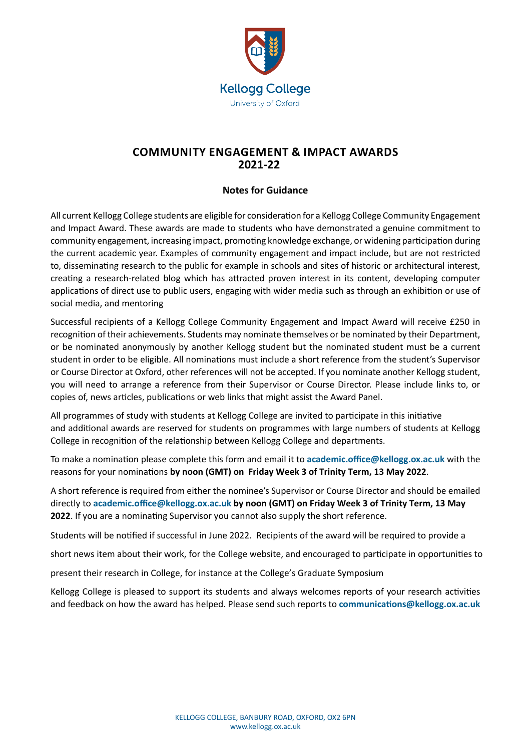Kellogg College
University of Oxford

# COMMUNITY ENGAGEMENT & IMPACT AWARDS 2021-22

## Notes for Guidance

All current Kellogg College students are eligible for consideration for a Kellogg College Community Engagement and Impact Award. These awards are made to students who have demonstrated a genuine commitment to community engagement, increasing impact, promoting knowledge exchange, or widening participation during the current academic year. Examples of community engagement and impact include, but are not restricted to, disseminating research to the public for example in schools and sites of historic or architectural interest, creating a research-related blog which has attracted proven interest in its content, developing computer applications of direct use to public users, engaging with wider media such as through an exhibition or use of social media, and mentoring

Successful recipients of a Kellogg College Community Engagement and Impact Award will receive £250 in recognition of their achievements. Students may nominate themselves or be nominated by their Department, or be nominated anonymously by another Kellogg student but the nominated student must be a current student in order to be eligible. All nominations must include a short reference from the student's Supervisor or Course Director at Oxford, other references will not be accepted. If you nominate another Kellogg student, you will need to arrange a reference from their Supervisor or Course Director. Please include links to, or copies of, news articles, publications or web links that might assist the Award Panel.

All programmes of study with students at Kellogg College are invited to participate in this initiative and additional awards are reserved for students on programmes with large numbers of students at Kellogg College in recognition of the relationship between Kellogg College and departments.

To make a nomination please complete this form and email it to **academic.office@kellogg.ox.ac.uk** with the reasons for your nominations **by noon (GMT) on Friday Week 3 of Trinity Term, 13 May 2022**.

A short reference is required from either the nominee's Supervisor or Course Director and should be emailed directly to **academic.office@kellogg.ox.ac.uk by noon (GMT) on Friday Week 3 of Trinity Term, 13 May 2022**. If you are a nominating Supervisor you cannot also supply the short reference.

Students will be notified if successful in June 2022. Recipients of the award will be required to provide a short news item about their work, for the College website, and encouraged to participate in opportunities to present their research in College, for instance at the College's Graduate Symposium

Kellogg College is pleased to support its students and always welcomes reports of your research activities and feedback on how the award has helped. Please send such reports to **communications@kellogg.ox.ac.uk**

KELLOGG COLLEGE, BANBURY ROAD, OXFORD, OX2 6PN
www.kellogg.ox.ac.uk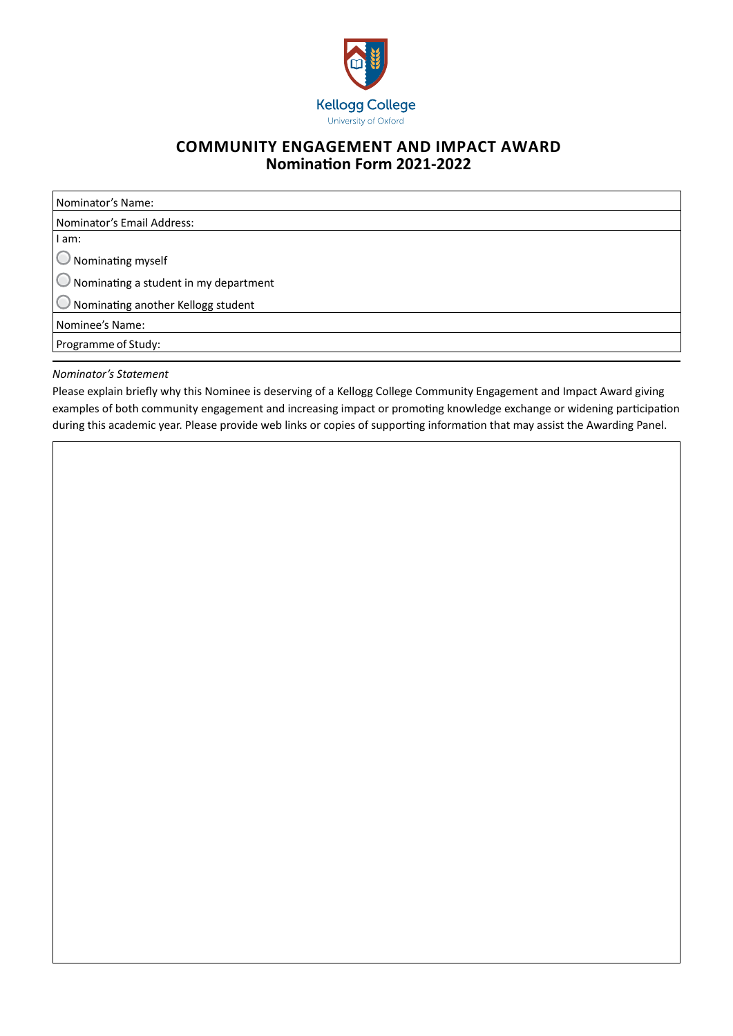Kellogg College
University of Oxford

# COMMUNITY ENGAGEMENT AND IMPACT AWARD
## Nomination Form 2021-2022

| Nominator's Name: |
|---|
| Nominator's Email Address: |
| I am:<br>◯ Nominating myself<br>◯ Nominating a student in my department<br>◯ Nominating another Kellogg student |
| Nominee's Name: |
| Programme of Study: |

*Nominator's Statement*

Please explain briefly why this Nominee is deserving of a Kellogg College Community Engagement and Impact Award giving examples of both community engagement and increasing impact or promoting knowledge exchange or widening participation during this academic year. Please provide web links or copies of supporting information that may assist the Awarding Panel.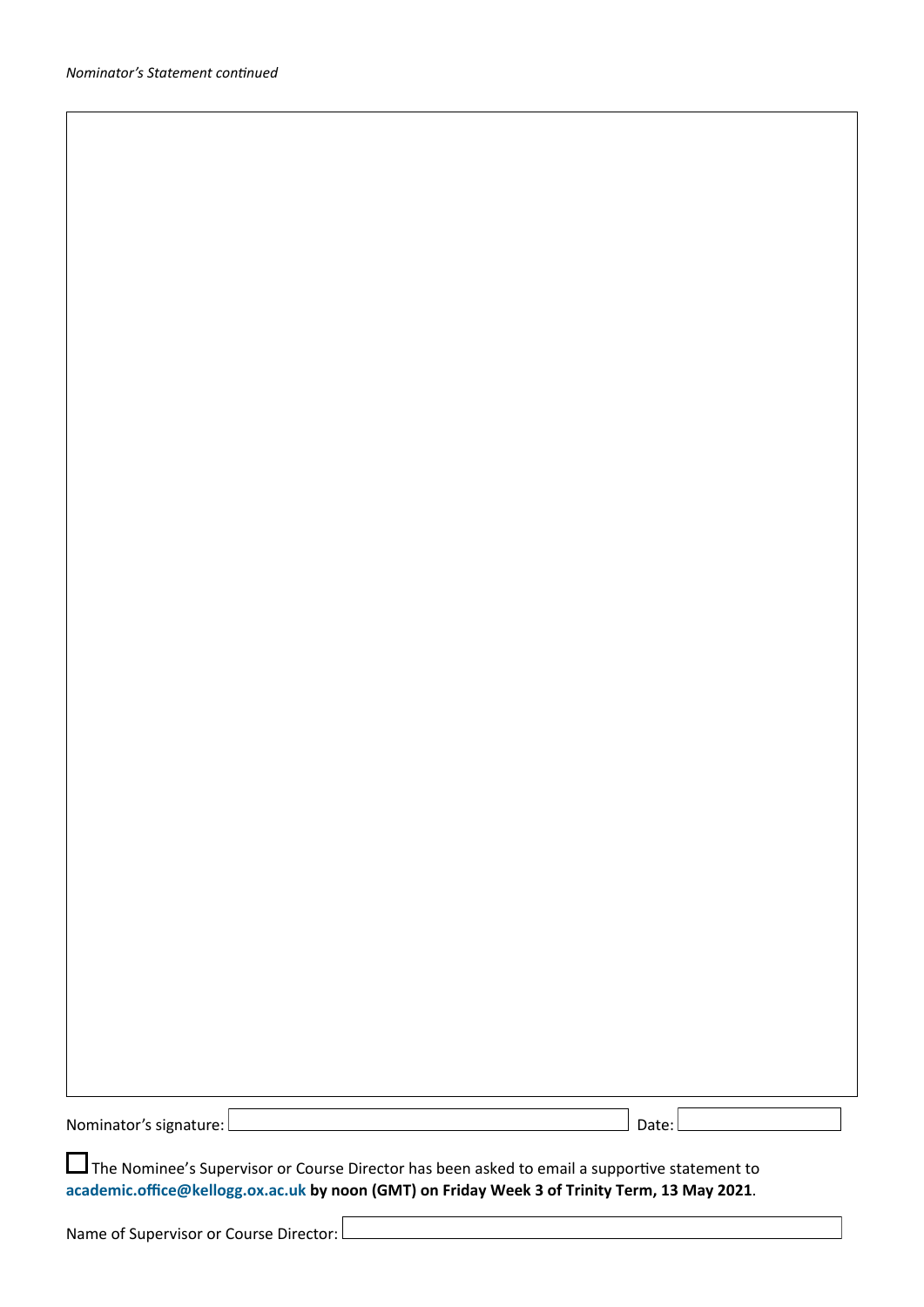*Nominator's Statement continued*

Nominator's signature: ____________________ Date: __________

☐ The Nominee's Supervisor or Course Director has been asked to email a supportive statement to **academic.office@kellogg.ox.ac.uk by noon (GMT) on Friday Week 3 of Trinity Term, 13 May 2021**.

Name of Supervisor or Course Director: ____________________